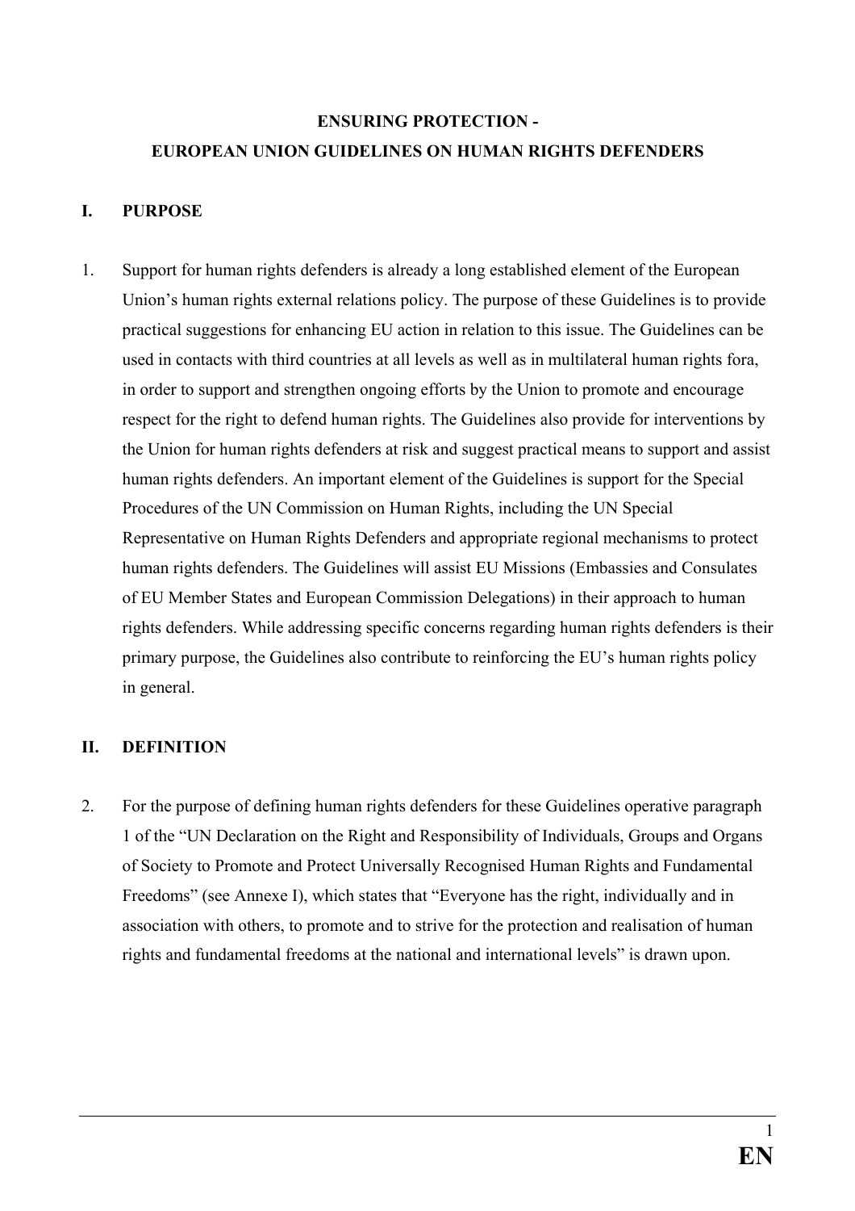# ENSURING PROTECTION - EUROPEAN UNION GUIDELINES ON HUMAN RIGHTS DEFENDERS

## I. PURPOSE

1. Support for human rights defenders is already a long established element of the European Union's human rights external relations policy. The purpose of these Guidelines is to provide practical suggestions for enhancing EU action in relation to this issue. The Guidelines can be used in contacts with third countries at all levels as well as in multilateral human rights fora, in order to support and strengthen ongoing efforts by the Union to promote and encourage respect for the right to defend human rights. The Guidelines also provide for interventions by the Union for human rights defenders at risk and suggest practical means to support and assist human rights defenders. An important element of the Guidelines is support for the Special Procedures of the UN Commission on Human Rights, including the UN Special Representative on Human Rights Defenders and appropriate regional mechanisms to protect human rights defenders. The Guidelines will assist EU Missions (Embassies and Consulates of EU Member States and European Commission Delegations) in their approach to human rights defenders. While addressing specific concerns regarding human rights defenders is their primary purpose, the Guidelines also contribute to reinforcing the EU's human rights policy in general.

## II. DEFINITION

2. For the purpose of defining human rights defenders for these Guidelines operative paragraph 1 of the "UN Declaration on the Right and Responsibility of Individuals, Groups and Organs of Society to Promote and Protect Universally Recognised Human Rights and Fundamental Freedoms" (see Annexe I), which states that "Everyone has the right, individually and in association with others, to promote and to strive for the protection and realisation of human rights and fundamental freedoms at the national and international levels" is drawn upon.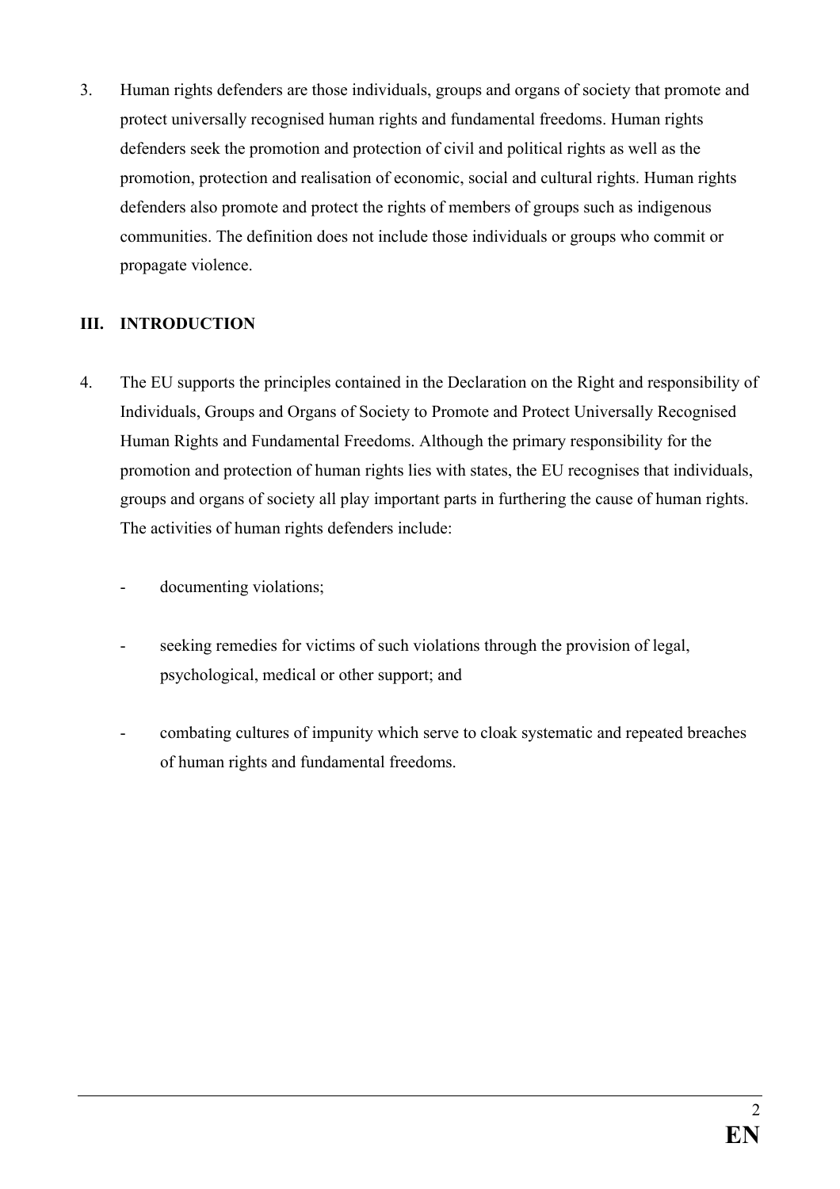3. Human rights defenders are those individuals, groups and organs of society that promote and protect universally recognised human rights and fundamental freedoms. Human rights defenders seek the promotion and protection of civil and political rights as well as the promotion, protection and realisation of economic, social and cultural rights. Human rights defenders also promote and protect the rights of members of groups such as indigenous communities. The definition does not include those individuals or groups who commit or propagate violence.

## III. INTRODUCTION

4. The EU supports the principles contained in the Declaration on the Right and responsibility of Individuals, Groups and Organs of Society to Promote and Protect Universally Recognised Human Rights and Fundamental Freedoms. Although the primary responsibility for the promotion and protection of human rights lies with states, the EU recognises that individuals, groups and organs of society all play important parts in furthering the cause of human rights. The activities of human rights defenders include:

   - documenting violations;
   - seeking remedies for victims of such violations through the provision of legal, psychological, medical or other support; and
   - combating cultures of impunity which serve to cloak systematic and repeated breaches of human rights and fundamental freedoms.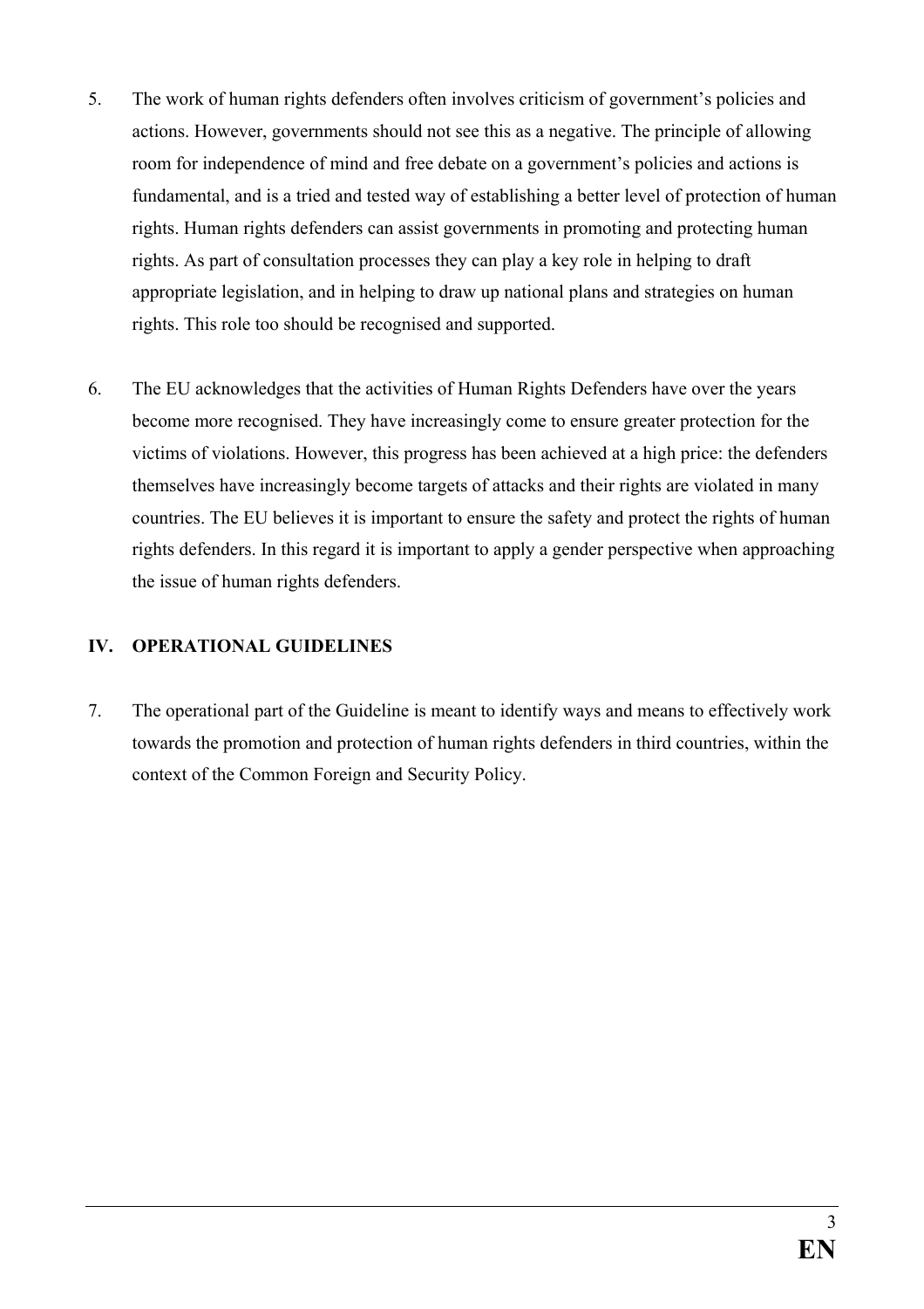5. The work of human rights defenders often involves criticism of government's policies and actions. However, governments should not see this as a negative. The principle of allowing room for independence of mind and free debate on a government's policies and actions is fundamental, and is a tried and tested way of establishing a better level of protection of human rights. Human rights defenders can assist governments in promoting and protecting human rights. As part of consultation processes they can play a key role in helping to draft appropriate legislation, and in helping to draw up national plans and strategies on human rights. This role too should be recognised and supported.

6. The EU acknowledges that the activities of Human Rights Defenders have over the years become more recognised. They have increasingly come to ensure greater protection for the victims of violations. However, this progress has been achieved at a high price: the defenders themselves have increasingly become targets of attacks and their rights are violated in many countries. The EU believes it is important to ensure the safety and protect the rights of human rights defenders. In this regard it is important to apply a gender perspective when approaching the issue of human rights defenders.

## IV. OPERATIONAL GUIDELINES

7. The operational part of the Guideline is meant to identify ways and means to effectively work towards the promotion and protection of human rights defenders in third countries, within the context of the Common Foreign and Security Policy.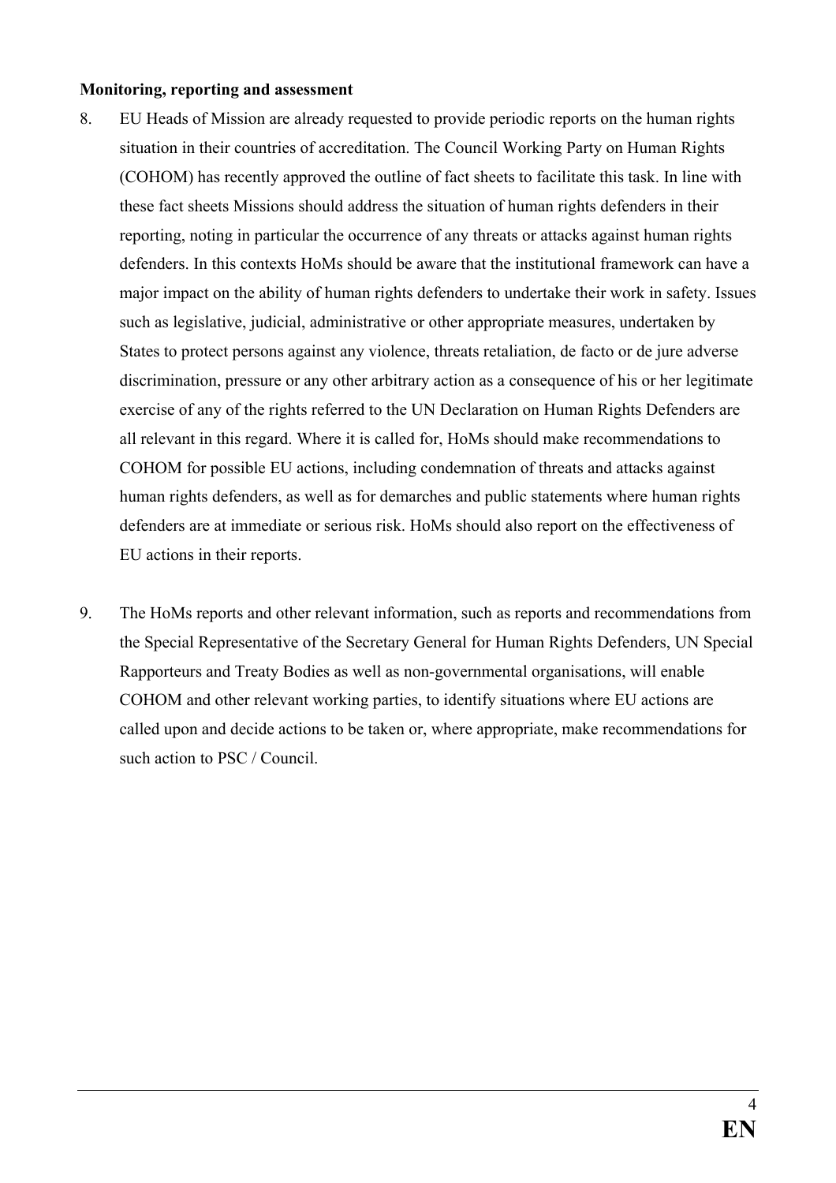**Monitoring, reporting and assessment**

8. EU Heads of Mission are already requested to provide periodic reports on the human rights situation in their countries of accreditation. The Council Working Party on Human Rights (COHOM) has recently approved the outline of fact sheets to facilitate this task. In line with these fact sheets Missions should address the situation of human rights defenders in their reporting, noting in particular the occurrence of any threats or attacks against human rights defenders. In this contexts HoMs should be aware that the institutional framework can have a major impact on the ability of human rights defenders to undertake their work in safety. Issues such as legislative, judicial, administrative or other appropriate measures, undertaken by States to protect persons against any violence, threats retaliation, de facto or de jure adverse discrimination, pressure or any other arbitrary action as a consequence of his or her legitimate exercise of any of the rights referred to the UN Declaration on Human Rights Defenders are all relevant in this regard. Where it is called for, HoMs should make recommendations to COHOM for possible EU actions, including condemnation of threats and attacks against human rights defenders, as well as for demarches and public statements where human rights defenders are at immediate or serious risk. HoMs should also report on the effectiveness of EU actions in their reports.

9. The HoMs reports and other relevant information, such as reports and recommendations from the Special Representative of the Secretary General for Human Rights Defenders, UN Special Rapporteurs and Treaty Bodies as well as non-governmental organisations, will enable COHOM and other relevant working parties, to identify situations where EU actions are called upon and decide actions to be taken or, where appropriate, make recommendations for such action to PSC / Council.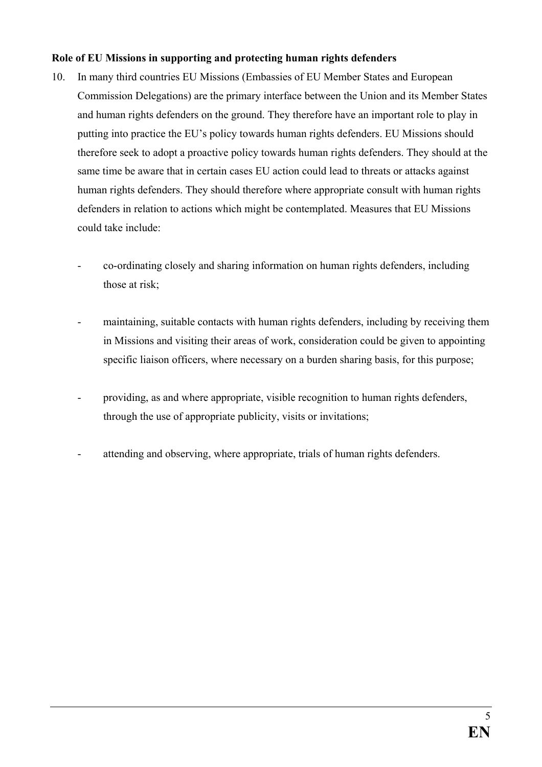**Role of EU Missions in supporting and protecting human rights defenders**

10. In many third countries EU Missions (Embassies of EU Member States and European Commission Delegations) are the primary interface between the Union and its Member States and human rights defenders on the ground. They therefore have an important role to play in putting into practice the EU's policy towards human rights defenders. EU Missions should therefore seek to adopt a proactive policy towards human rights defenders. They should at the same time be aware that in certain cases EU action could lead to threats or attacks against human rights defenders. They should therefore where appropriate consult with human rights defenders in relation to actions which might be contemplated. Measures that EU Missions could take include:

    - co-ordinating closely and sharing information on human rights defenders, including those at risk;

    - maintaining, suitable contacts with human rights defenders, including by receiving them in Missions and visiting their areas of work, consideration could be given to appointing specific liaison officers, where necessary on a burden sharing basis, for this purpose;

    - providing, as and where appropriate, visible recognition to human rights defenders, through the use of appropriate publicity, visits or invitations;

    - attending and observing, where appropriate, trials of human rights defenders.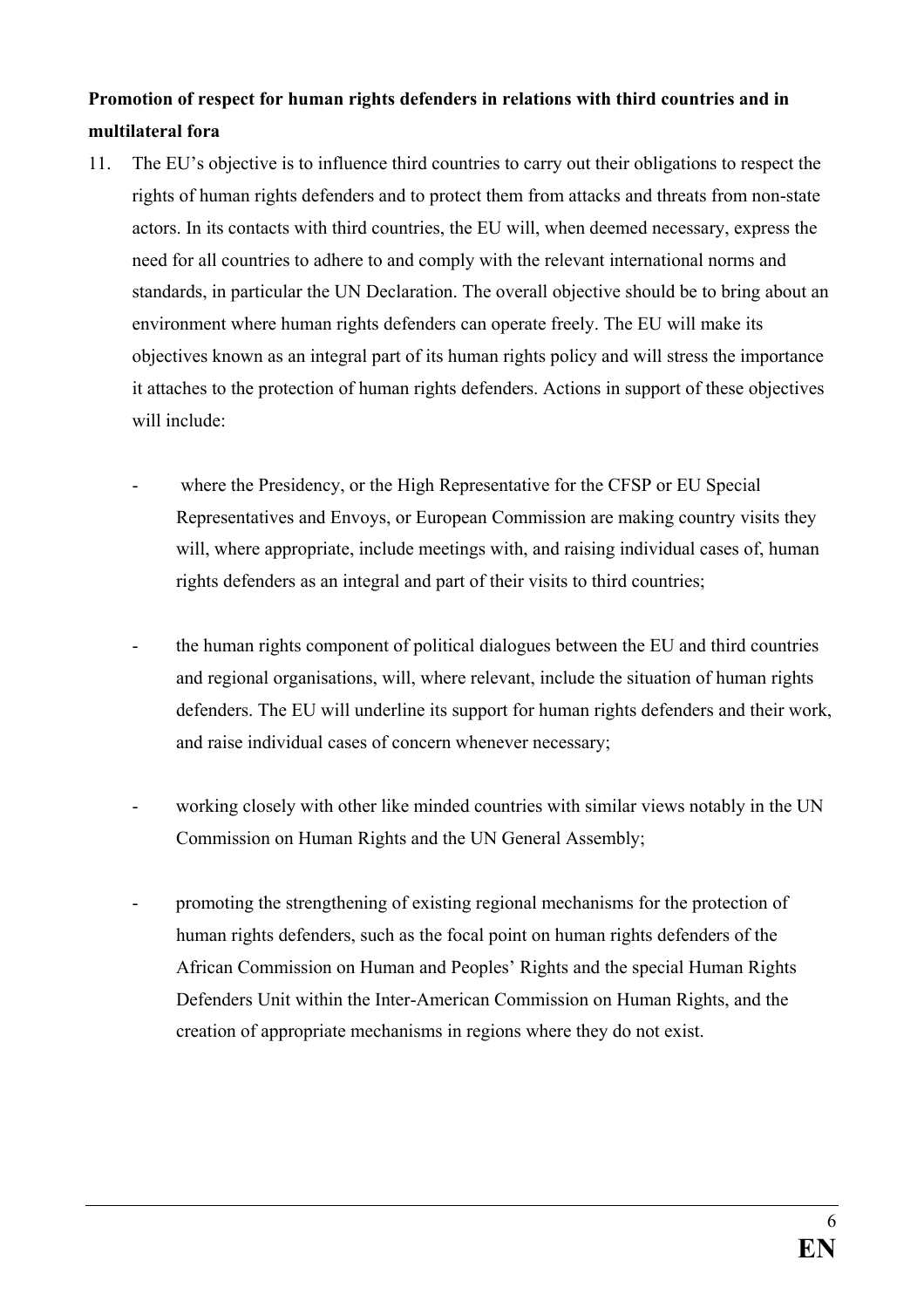**Promotion of respect for human rights defenders in relations with third countries and in multilateral fora**

11. The EU's objective is to influence third countries to carry out their obligations to respect the rights of human rights defenders and to protect them from attacks and threats from non-state actors. In its contacts with third countries, the EU will, when deemed necessary, express the need for all countries to adhere to and comply with the relevant international norms and standards, in particular the UN Declaration. The overall objective should be to bring about an environment where human rights defenders can operate freely. The EU will make its objectives known as an integral part of its human rights policy and will stress the importance it attaches to the protection of human rights defenders. Actions in support of these objectives will include:

    - where the Presidency, or the High Representative for the CFSP or EU Special Representatives and Envoys, or European Commission are making country visits they will, where appropriate, include meetings with, and raising individual cases of, human rights defenders as an integral and part of their visits to third countries;

    - the human rights component of political dialogues between the EU and third countries and regional organisations, will, where relevant, include the situation of human rights defenders. The EU will underline its support for human rights defenders and their work, and raise individual cases of concern whenever necessary;

    - working closely with other like minded countries with similar views notably in the UN Commission on Human Rights and the UN General Assembly;

    - promoting the strengthening of existing regional mechanisms for the protection of human rights defenders, such as the focal point on human rights defenders of the African Commission on Human and Peoples' Rights and the special Human Rights Defenders Unit within the Inter-American Commission on Human Rights, and the creation of appropriate mechanisms in regions where they do not exist.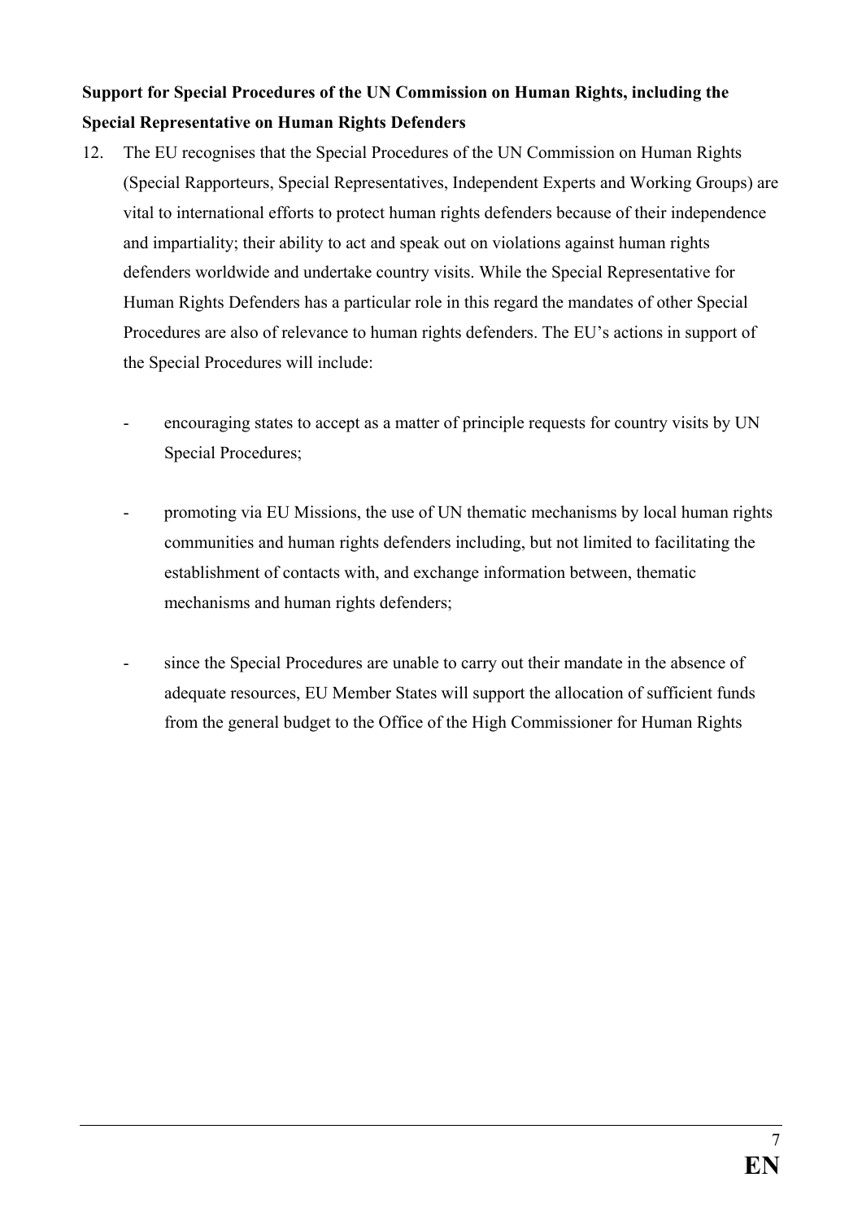**Support for Special Procedures of the UN Commission on Human Rights, including the Special Representative on Human Rights Defenders**

12. The EU recognises that the Special Procedures of the UN Commission on Human Rights (Special Rapporteurs, Special Representatives, Independent Experts and Working Groups) are vital to international efforts to protect human rights defenders because of their independence and impartiality; their ability to act and speak out on violations against human rights defenders worldwide and undertake country visits. While the Special Representative for Human Rights Defenders has a particular role in this regard the mandates of other Special Procedures are also of relevance to human rights defenders. The EU's actions in support of the Special Procedures will include:

    - encouraging states to accept as a matter of principle requests for country visits by UN Special Procedures;

    - promoting via EU Missions, the use of UN thematic mechanisms by local human rights communities and human rights defenders including, but not limited to facilitating the establishment of contacts with, and exchange information between, thematic mechanisms and human rights defenders;

    - since the Special Procedures are unable to carry out their mandate in the absence of adequate resources, EU Member States will support the allocation of sufficient funds from the general budget to the Office of the High Commissioner for Human Rights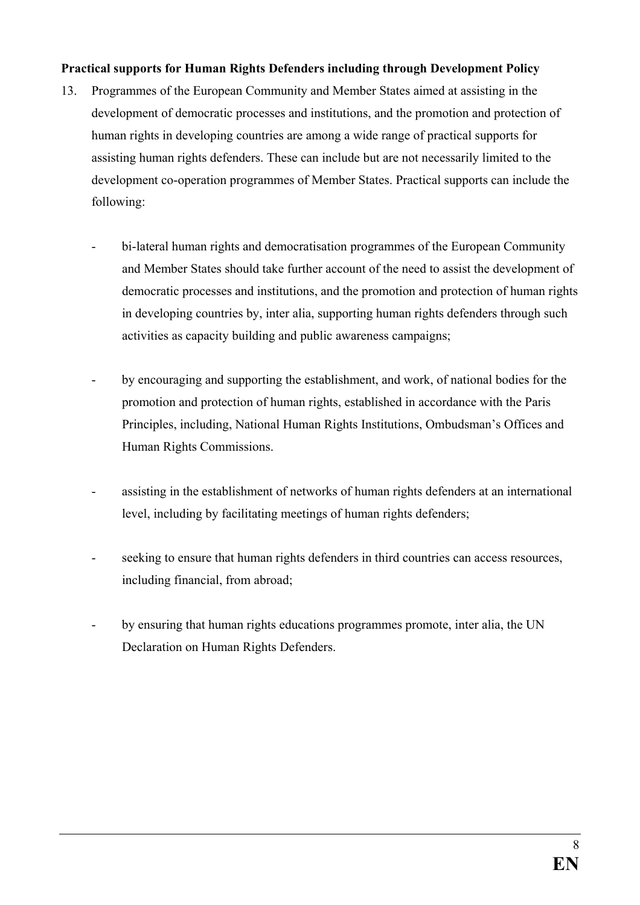**Practical supports for Human Rights Defenders including through Development Policy**

13. Programmes of the European Community and Member States aimed at assisting in the development of democratic processes and institutions, and the promotion and protection of human rights in developing countries are among a wide range of practical supports for assisting human rights defenders. These can include but are not necessarily limited to the development co-operation programmes of Member States. Practical supports can include the following:

    - bi-lateral human rights and democratisation programmes of the European Community and Member States should take further account of the need to assist the development of democratic processes and institutions, and the promotion and protection of human rights in developing countries by, inter alia, supporting human rights defenders through such activities as capacity building and public awareness campaigns;

    - by encouraging and supporting the establishment, and work, of national bodies for the promotion and protection of human rights, established in accordance with the Paris Principles, including, National Human Rights Institutions, Ombudsman's Offices and Human Rights Commissions.

    - assisting in the establishment of networks of human rights defenders at an international level, including by facilitating meetings of human rights defenders;

    - seeking to ensure that human rights defenders in third countries can access resources, including financial, from abroad;

    - by ensuring that human rights educations programmes promote, inter alia, the UN Declaration on Human Rights Defenders.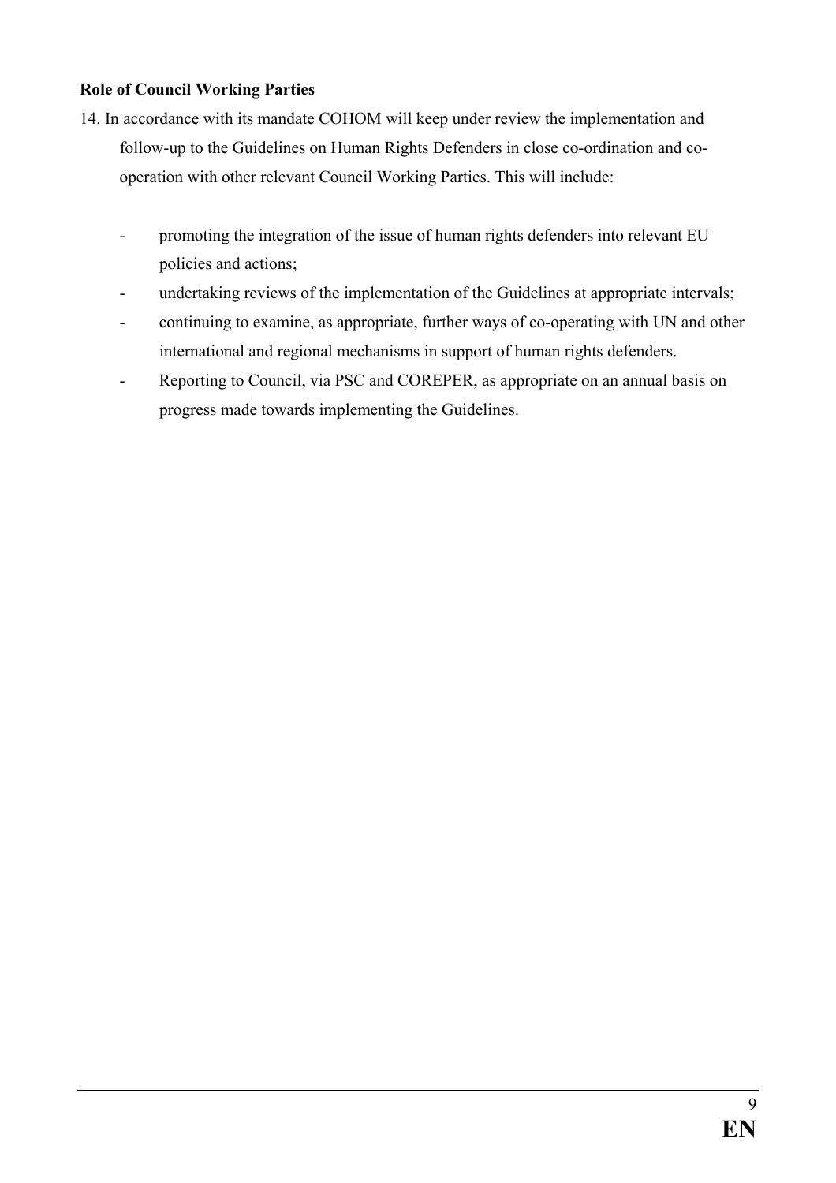**Role of Council Working Parties**

14. In accordance with its mandate COHOM will keep under review the implementation and follow-up to the Guidelines on Human Rights Defenders in close co-ordination and co-operation with other relevant Council Working Parties. This will include:

    - promoting the integration of the issue of human rights defenders into relevant EU policies and actions;
    - undertaking reviews of the implementation of the Guidelines at appropriate intervals;
    - continuing to examine, as appropriate, further ways of co-operating with UN and other international and regional mechanisms in support of human rights defenders.
    - Reporting to Council, via PSC and COREPER, as appropriate on an annual basis on progress made towards implementing the Guidelines.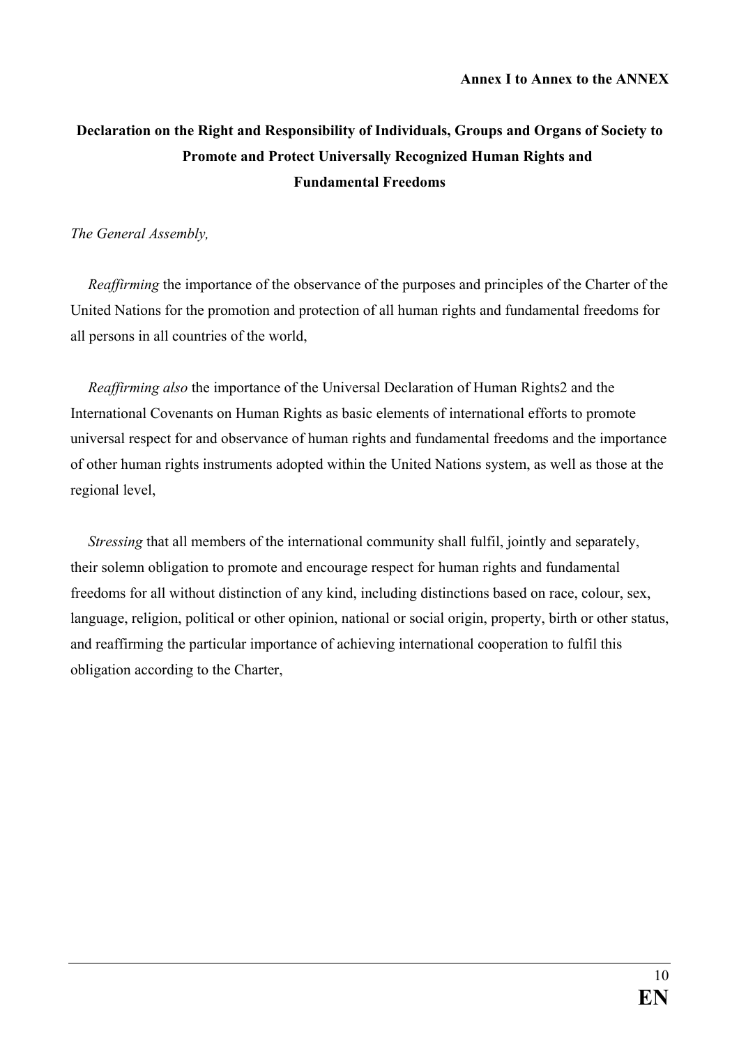**Annex I to Annex to the ANNEX**

# Declaration on the Right and Responsibility of Individuals, Groups and Organs of Society to Promote and Protect Universally Recognized Human Rights and Fundamental Freedoms

*The General Assembly,*

*Reaffirming* the importance of the observance of the purposes and principles of the Charter of the United Nations for the promotion and protection of all human rights and fundamental freedoms for all persons in all countries of the world,

*Reaffirming also* the importance of the Universal Declaration of Human Rights2 and the International Covenants on Human Rights as basic elements of international efforts to promote universal respect for and observance of human rights and fundamental freedoms and the importance of other human rights instruments adopted within the United Nations system, as well as those at the regional level,

*Stressing* that all members of the international community shall fulfil, jointly and separately, their solemn obligation to promote and encourage respect for human rights and fundamental freedoms for all without distinction of any kind, including distinctions based on race, colour, sex, language, religion, political or other opinion, national or social origin, property, birth or other status, and reaffirming the particular importance of achieving international cooperation to fulfil this obligation according to the Charter,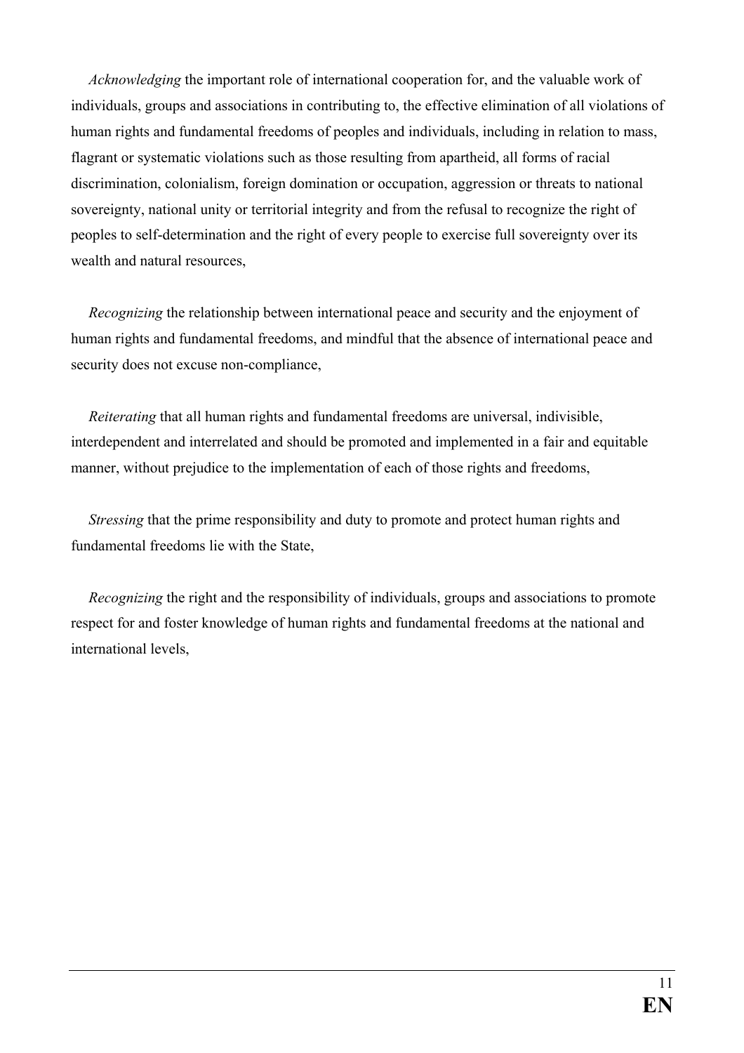*Acknowledging* the important role of international cooperation for, and the valuable work of individuals, groups and associations in contributing to, the effective elimination of all violations of human rights and fundamental freedoms of peoples and individuals, including in relation to mass, flagrant or systematic violations such as those resulting from apartheid, all forms of racial discrimination, colonialism, foreign domination or occupation, aggression or threats to national sovereignty, national unity or territorial integrity and from the refusal to recognize the right of peoples to self-determination and the right of every people to exercise full sovereignty over its wealth and natural resources,

*Recognizing* the relationship between international peace and security and the enjoyment of human rights and fundamental freedoms, and mindful that the absence of international peace and security does not excuse non-compliance,

*Reiterating* that all human rights and fundamental freedoms are universal, indivisible, interdependent and interrelated and should be promoted and implemented in a fair and equitable manner, without prejudice to the implementation of each of those rights and freedoms,

*Stressing* that the prime responsibility and duty to promote and protect human rights and fundamental freedoms lie with the State,

*Recognizing* the right and the responsibility of individuals, groups and associations to promote respect for and foster knowledge of human rights and fundamental freedoms at the national and international levels,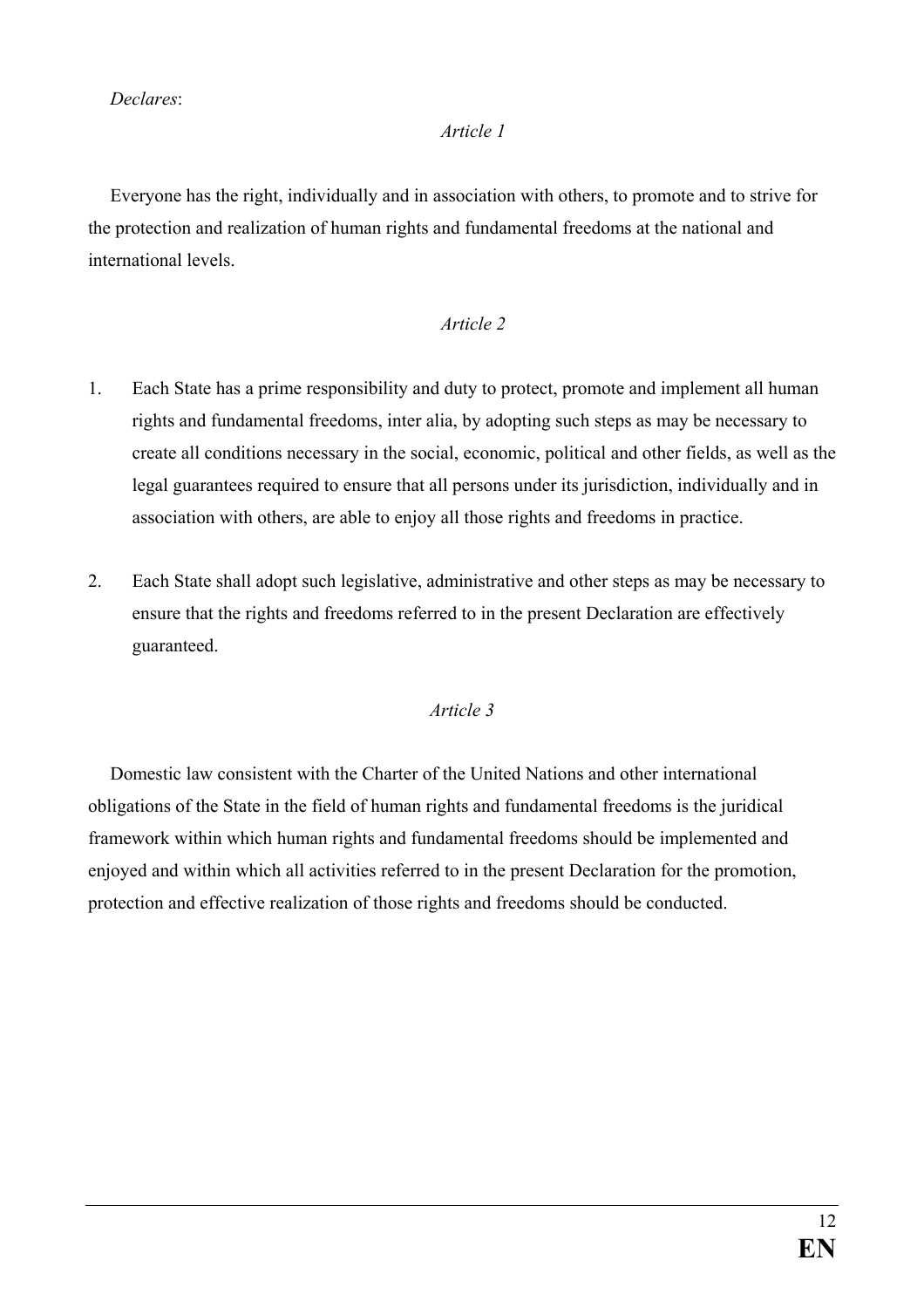*Declares*:

*Article 1*

Everyone has the right, individually and in association with others, to promote and to strive for the protection and realization of human rights and fundamental freedoms at the national and international levels.

*Article 2*

1. Each State has a prime responsibility and duty to protect, promote and implement all human rights and fundamental freedoms, inter alia, by adopting such steps as may be necessary to create all conditions necessary in the social, economic, political and other fields, as well as the legal guarantees required to ensure that all persons under its jurisdiction, individually and in association with others, are able to enjoy all those rights and freedoms in practice.

2. Each State shall adopt such legislative, administrative and other steps as may be necessary to ensure that the rights and freedoms referred to in the present Declaration are effectively guaranteed.

*Article 3*

Domestic law consistent with the Charter of the United Nations and other international obligations of the State in the field of human rights and fundamental freedoms is the juridical framework within which human rights and fundamental freedoms should be implemented and enjoyed and within which all activities referred to in the present Declaration for the promotion, protection and effective realization of those rights and freedoms should be conducted.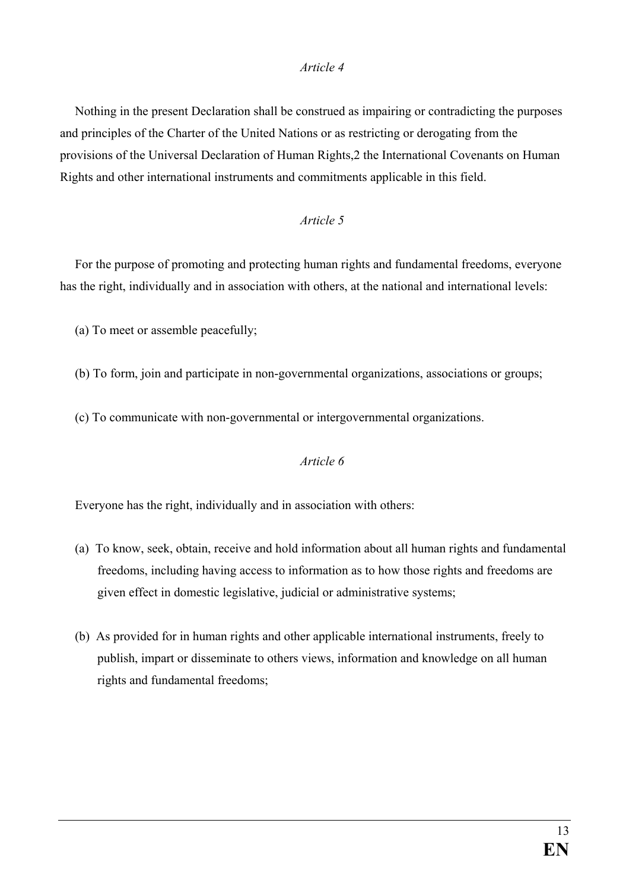*Article 4*

Nothing in the present Declaration shall be construed as impairing or contradicting the purposes and principles of the Charter of the United Nations or as restricting or derogating from the provisions of the Universal Declaration of Human Rights,[2] the International Covenants on Human Rights and other international instruments and commitments applicable in this field.

*Article 5*

For the purpose of promoting and protecting human rights and fundamental freedoms, everyone has the right, individually and in association with others, at the national and international levels:

(a) To meet or assemble peacefully;

(b) To form, join and participate in non-governmental organizations, associations or groups;

(c) To communicate with non-governmental or intergovernmental organizations.

*Article 6*

Everyone has the right, individually and in association with others:

(a) To know, seek, obtain, receive and hold information about all human rights and fundamental freedoms, including having access to information as to how those rights and freedoms are given effect in domestic legislative, judicial or administrative systems;

(b) As provided for in human rights and other applicable international instruments, freely to publish, impart or disseminate to others views, information and knowledge on all human rights and fundamental freedoms;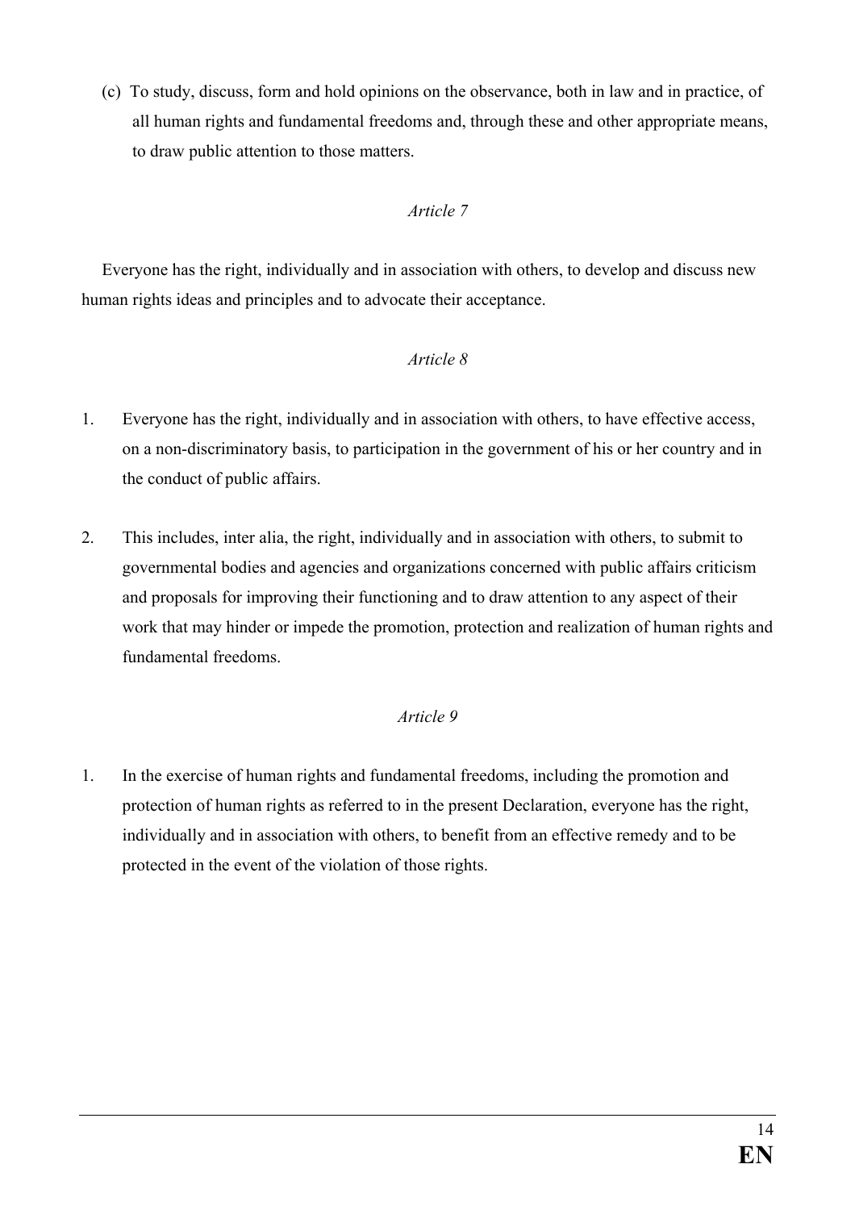(c) To study, discuss, form and hold opinions on the observance, both in law and in practice, of all human rights and fundamental freedoms and, through these and other appropriate means, to draw public attention to those matters.

*Article 7*

Everyone has the right, individually and in association with others, to develop and discuss new human rights ideas and principles and to advocate their acceptance.

*Article 8*

1. Everyone has the right, individually and in association with others, to have effective access, on a non-discriminatory basis, to participation in the government of his or her country and in the conduct of public affairs.

2. This includes, inter alia, the right, individually and in association with others, to submit to governmental bodies and agencies and organizations concerned with public affairs criticism and proposals for improving their functioning and to draw attention to any aspect of their work that may hinder or impede the promotion, protection and realization of human rights and fundamental freedoms.

*Article 9*

1. In the exercise of human rights and fundamental freedoms, including the promotion and protection of human rights as referred to in the present Declaration, everyone has the right, individually and in association with others, to benefit from an effective remedy and to be protected in the event of the violation of those rights.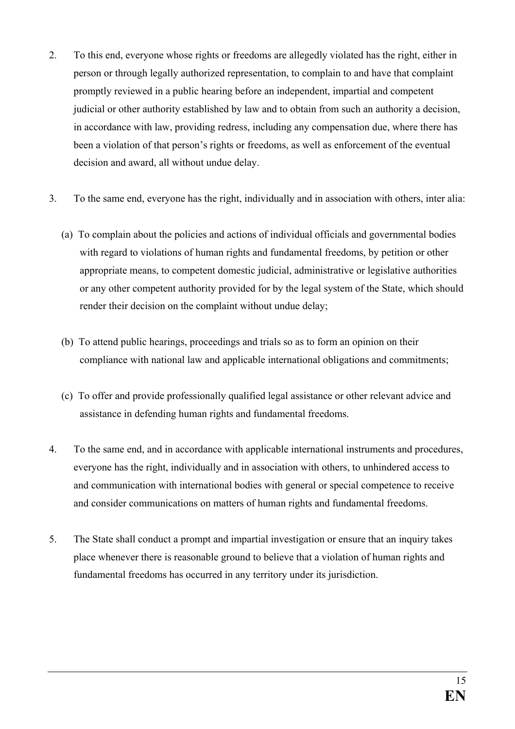2. To this end, everyone whose rights or freedoms are allegedly violated has the right, either in person or through legally authorized representation, to complain to and have that complaint promptly reviewed in a public hearing before an independent, impartial and competent judicial or other authority established by law and to obtain from such an authority a decision, in accordance with law, providing redress, including any compensation due, where there has been a violation of that person's rights or freedoms, as well as enforcement of the eventual decision and award, all without undue delay.

3. To the same end, everyone has the right, individually and in association with others, inter alia:

   (a) To complain about the policies and actions of individual officials and governmental bodies with regard to violations of human rights and fundamental freedoms, by petition or other appropriate means, to competent domestic judicial, administrative or legislative authorities or any other competent authority provided for by the legal system of the State, which should render their decision on the complaint without undue delay;

   (b) To attend public hearings, proceedings and trials so as to form an opinion on their compliance with national law and applicable international obligations and commitments;

   (c) To offer and provide professionally qualified legal assistance or other relevant advice and assistance in defending human rights and fundamental freedoms.

4. To the same end, and in accordance with applicable international instruments and procedures, everyone has the right, individually and in association with others, to unhindered access to and communication with international bodies with general or special competence to receive and consider communications on matters of human rights and fundamental freedoms.

5. The State shall conduct a prompt and impartial investigation or ensure that an inquiry takes place whenever there is reasonable ground to believe that a violation of human rights and fundamental freedoms has occurred in any territory under its jurisdiction.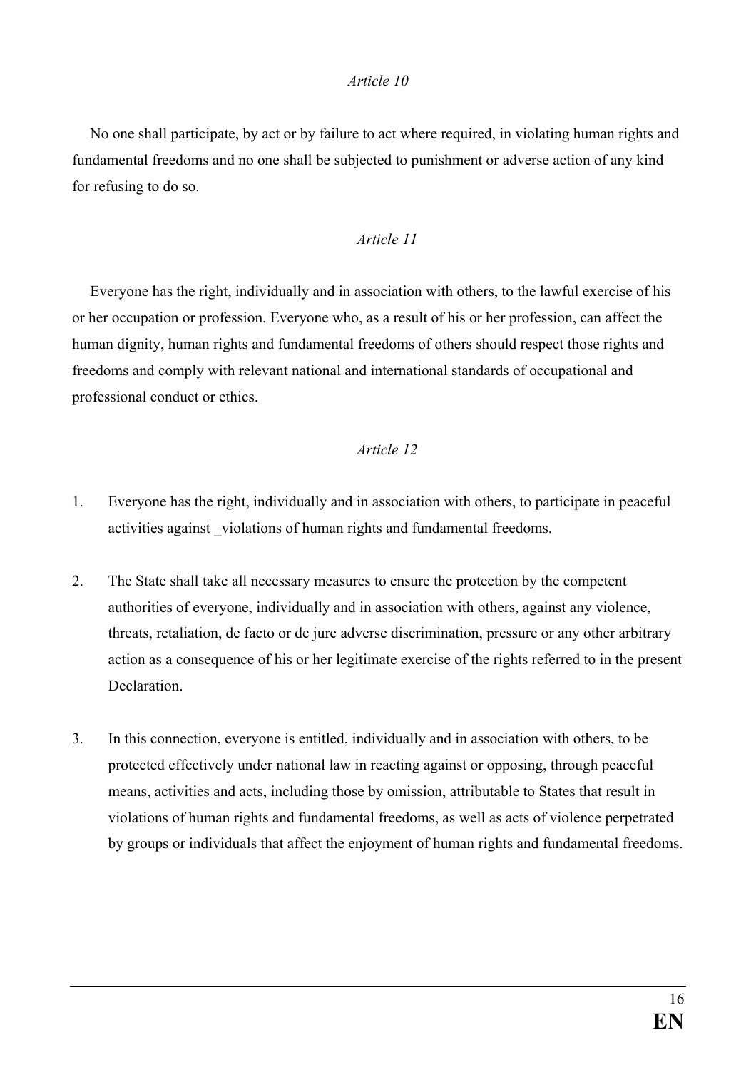*Article 10*

No one shall participate, by act or by failure to act where required, in violating human rights and fundamental freedoms and no one shall be subjected to punishment or adverse action of any kind for refusing to do so.

*Article 11*

Everyone has the right, individually and in association with others, to the lawful exercise of his or her occupation or profession. Everyone who, as a result of his or her profession, can affect the human dignity, human rights and fundamental freedoms of others should respect those rights and freedoms and comply with relevant national and international standards of occupational and professional conduct or ethics.

*Article 12*

1. Everyone has the right, individually and in association with others, to participate in peaceful activities against _violations of human rights and fundamental freedoms.

2. The State shall take all necessary measures to ensure the protection by the competent authorities of everyone, individually and in association with others, against any violence, threats, retaliation, de facto or de jure adverse discrimination, pressure or any other arbitrary action as a consequence of his or her legitimate exercise of the rights referred to in the present Declaration.

3. In this connection, everyone is entitled, individually and in association with others, to be protected effectively under national law in reacting against or opposing, through peaceful means, activities and acts, including those by omission, attributable to States that result in violations of human rights and fundamental freedoms, as well as acts of violence perpetrated by groups or individuals that affect the enjoyment of human rights and fundamental freedoms.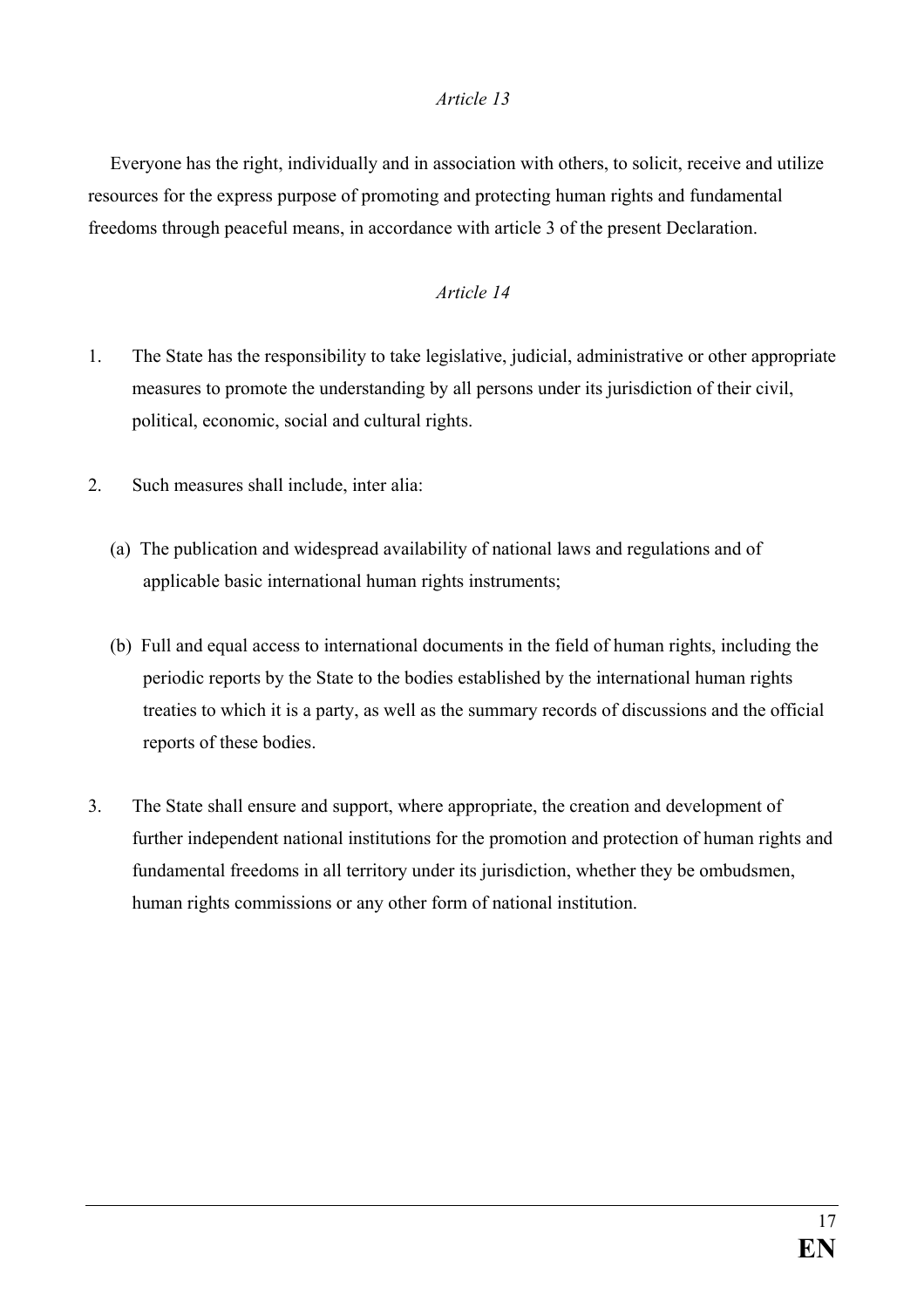*Article 13*

Everyone has the right, individually and in association with others, to solicit, receive and utilize resources for the express purpose of promoting and protecting human rights and fundamental freedoms through peaceful means, in accordance with article 3 of the present Declaration.

*Article 14*

1. The State has the responsibility to take legislative, judicial, administrative or other appropriate measures to promote the understanding by all persons under its jurisdiction of their civil, political, economic, social and cultural rights.

2. Such measures shall include, inter alia:

   (a) The publication and widespread availability of national laws and regulations and of applicable basic international human rights instruments;

   (b) Full and equal access to international documents in the field of human rights, including the periodic reports by the State to the bodies established by the international human rights treaties to which it is a party, as well as the summary records of discussions and the official reports of these bodies.

3. The State shall ensure and support, where appropriate, the creation and development of further independent national institutions for the promotion and protection of human rights and fundamental freedoms in all territory under its jurisdiction, whether they be ombudsmen, human rights commissions or any other form of national institution.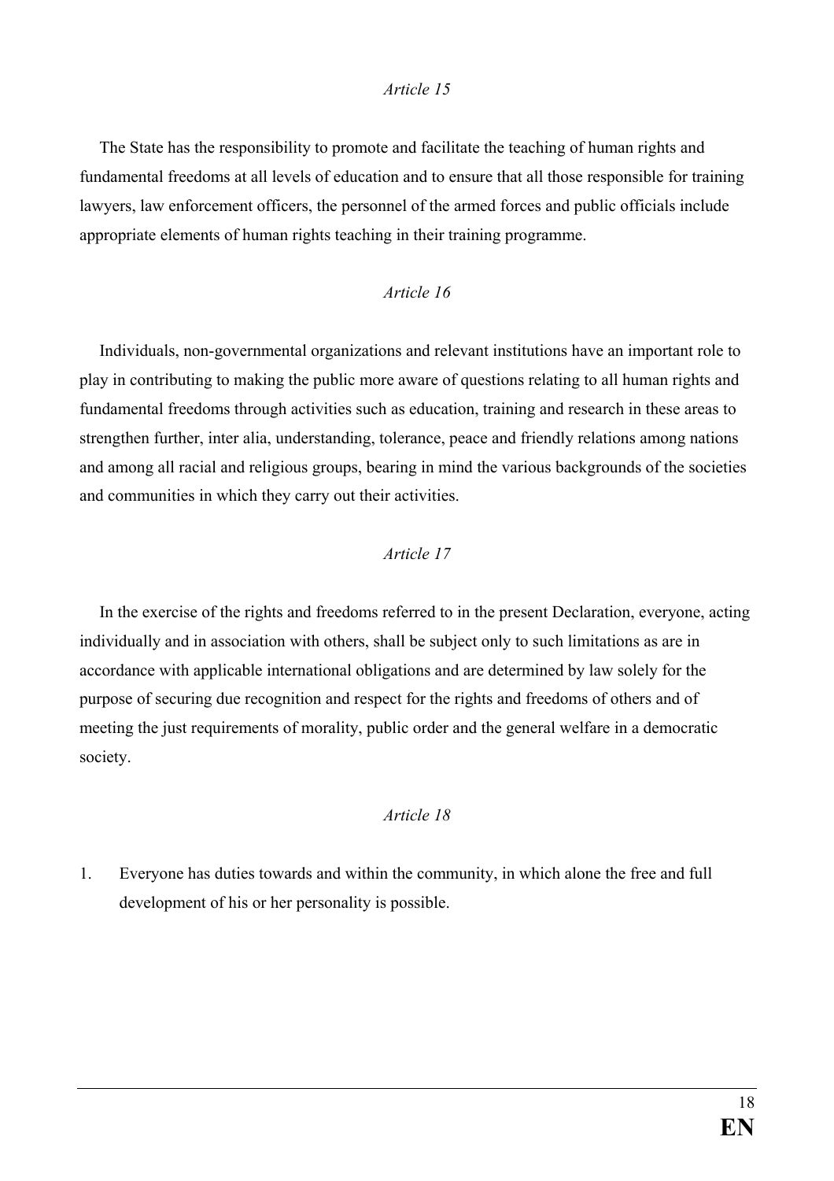*Article 15*

The State has the responsibility to promote and facilitate the teaching of human rights and fundamental freedoms at all levels of education and to ensure that all those responsible for training lawyers, law enforcement officers, the personnel of the armed forces and public officials include appropriate elements of human rights teaching in their training programme.

*Article 16*

Individuals, non-governmental organizations and relevant institutions have an important role to play in contributing to making the public more aware of questions relating to all human rights and fundamental freedoms through activities such as education, training and research in these areas to strengthen further, inter alia, understanding, tolerance, peace and friendly relations among nations and among all racial and religious groups, bearing in mind the various backgrounds of the societies and communities in which they carry out their activities.

*Article 17*

In the exercise of the rights and freedoms referred to in the present Declaration, everyone, acting individually and in association with others, shall be subject only to such limitations as are in accordance with applicable international obligations and are determined by law solely for the purpose of securing due recognition and respect for the rights and freedoms of others and of meeting the just requirements of morality, public order and the general welfare in a democratic society.

*Article 18*

1. Everyone has duties towards and within the community, in which alone the free and full development of his or her personality is possible.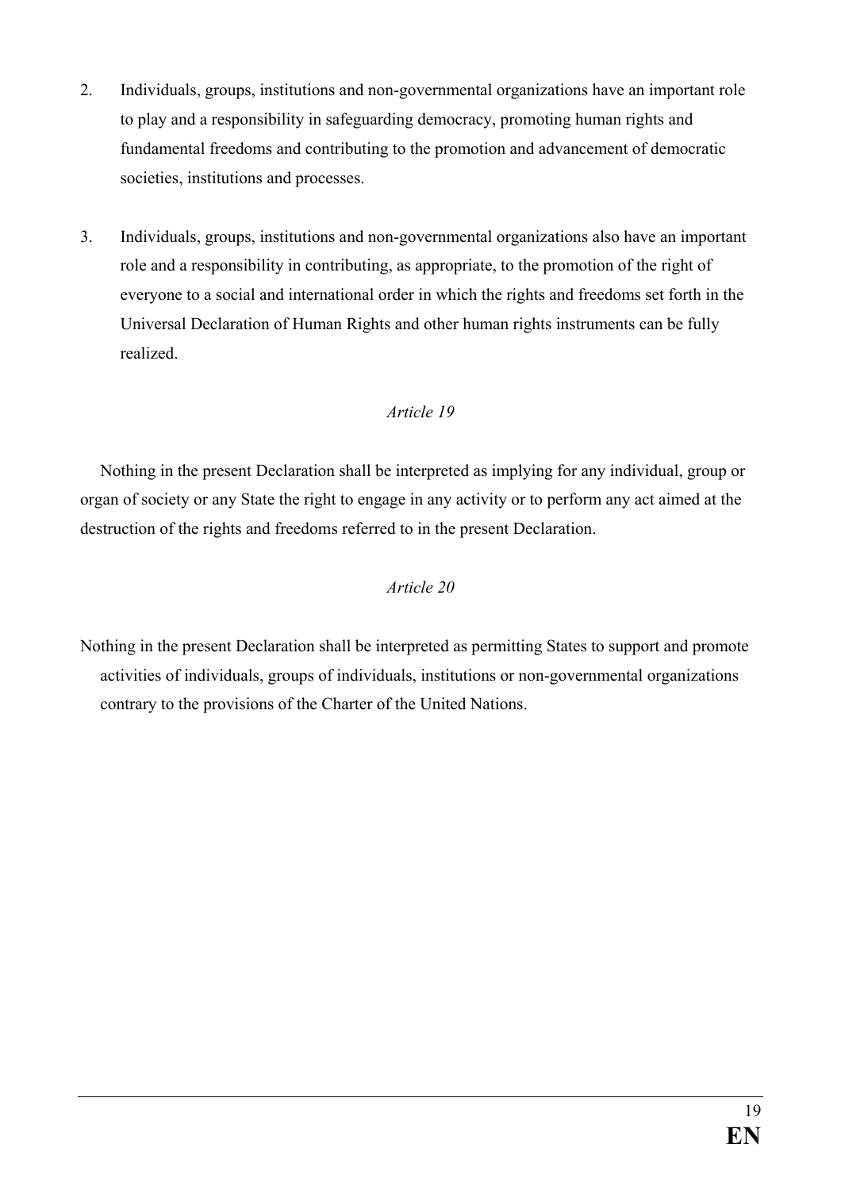2. Individuals, groups, institutions and non-governmental organizations have an important role to play and a responsibility in safeguarding democracy, promoting human rights and fundamental freedoms and contributing to the promotion and advancement of democratic societies, institutions and processes.

3. Individuals, groups, institutions and non-governmental organizations also have an important role and a responsibility in contributing, as appropriate, to the promotion of the right of everyone to a social and international order in which the rights and freedoms set forth in the Universal Declaration of Human Rights and other human rights instruments can be fully realized.

*Article 19*

Nothing in the present Declaration shall be interpreted as implying for any individual, group or organ of society or any State the right to engage in any activity or to perform any act aimed at the destruction of the rights and freedoms referred to in the present Declaration.

*Article 20*

Nothing in the present Declaration shall be interpreted as permitting States to support and promote activities of individuals, groups of individuals, institutions or non-governmental organizations contrary to the provisions of the Charter of the United Nations.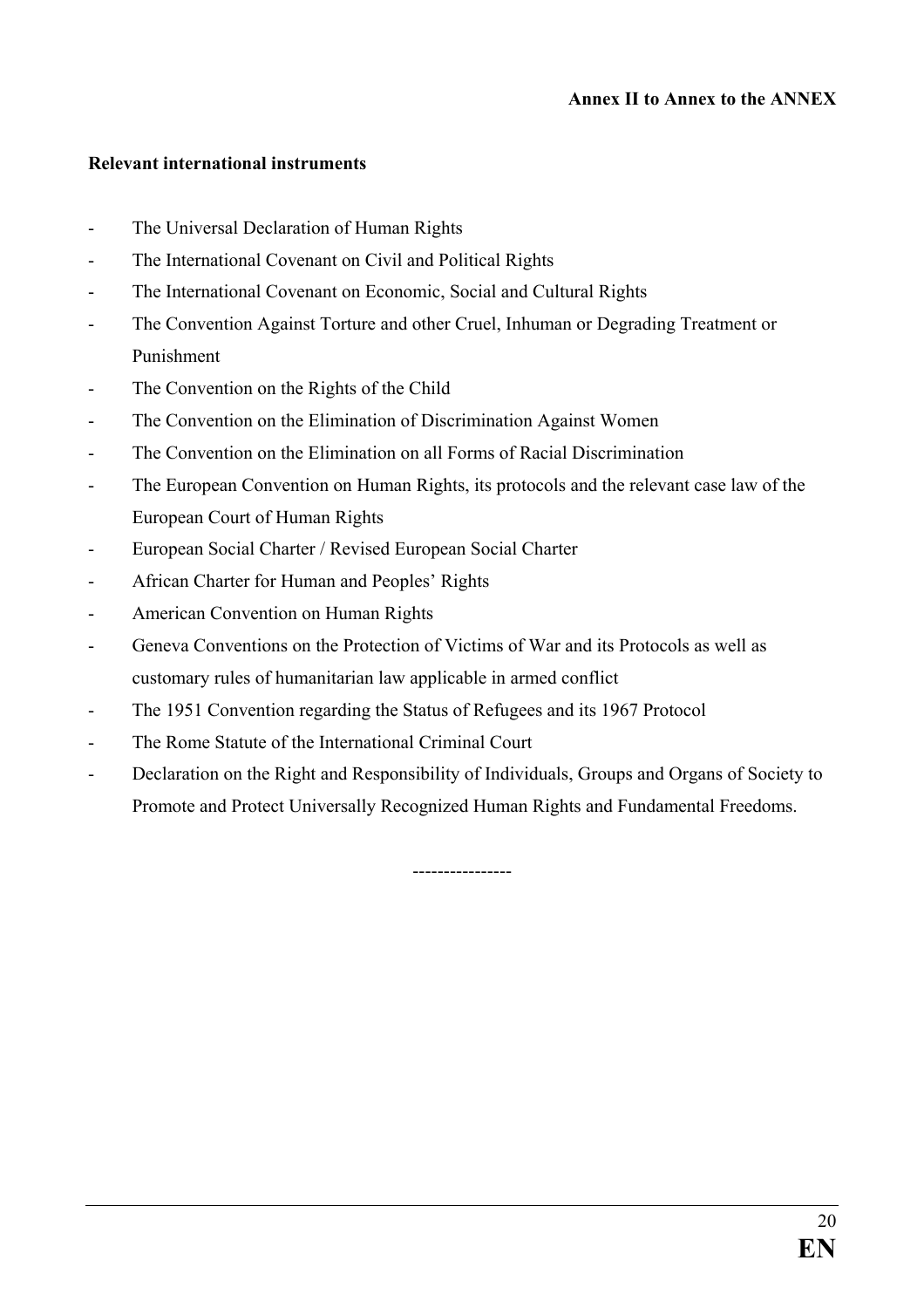**Annex II to Annex to the ANNEX**

**Relevant international instruments**

- The Universal Declaration of Human Rights
- The International Covenant on Civil and Political Rights
- The International Covenant on Economic, Social and Cultural Rights
- The Convention Against Torture and other Cruel, Inhuman or Degrading Treatment or Punishment
- The Convention on the Rights of the Child
- The Convention on the Elimination of Discrimination Against Women
- The Convention on the Elimination on all Forms of Racial Discrimination
- The European Convention on Human Rights, its protocols and the relevant case law of the European Court of Human Rights
- European Social Charter / Revised European Social Charter
- African Charter for Human and Peoples' Rights
- American Convention on Human Rights
- Geneva Conventions on the Protection of Victims of War and its Protocols as well as customary rules of humanitarian law applicable in armed conflict
- The 1951 Convention regarding the Status of Refugees and its 1967 Protocol
- The Rome Statute of the International Criminal Court
- Declaration on the Right and Responsibility of Individuals, Groups and Organs of Society to Promote and Protect Universally Recognized Human Rights and Fundamental Freedoms.

----------------